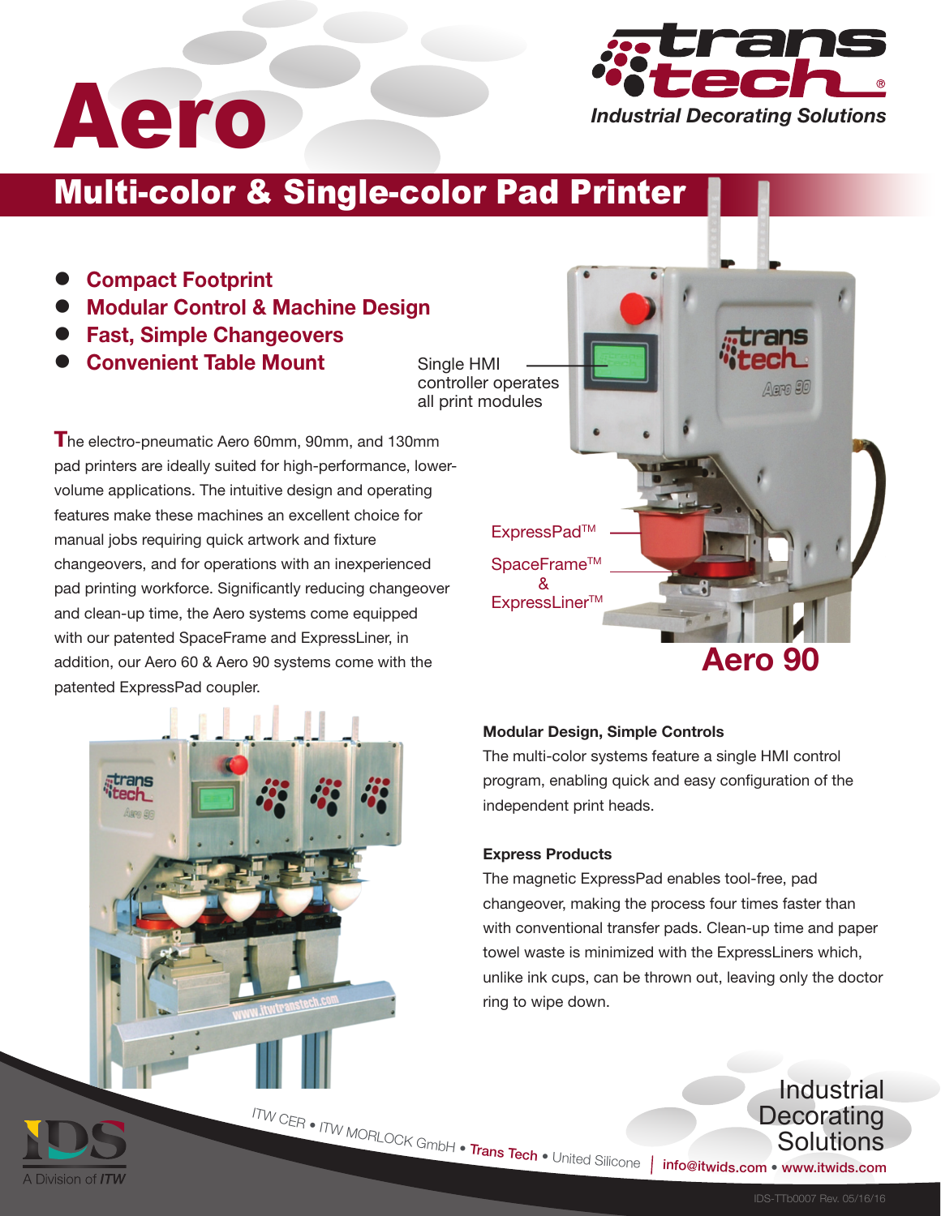# Aero

**trans tech®**
*Industrial Decorating Solutions*

## Multi-color & Single-color Pad Printer

- **Compact Footprint**
- **Modular Control & Machine Design**
- **Fast, Simple Changeovers**
- **Convenient Table Mount**

Single HMI controller operates all print modules

The electro-pneumatic Aero 60mm, 90mm, and 130mm pad printers are ideally suited for high-performance, lower-volume applications. The intuitive design and operating features make these machines an excellent choice for manual jobs requiring quick artwork and fixture changeovers, and for operations with an inexperienced pad printing workforce. Significantly reducing changeover and clean-up time, the Aero systems come equipped with our patented SpaceFrame and ExpressLiner, in addition, our Aero 60 & Aero 90 systems come with the patented ExpressPad coupler.

ExpressPad™

SpaceFrame™ & ExpressLiner™

**Aero 90**

### Modular Design, Simple Controls

The multi-color systems feature a single HMI control program, enabling quick and easy configuration of the independent print heads.

### Express Products

The magnetic ExpressPad enables tool-free, pad changeover, making the process four times faster than with conventional transfer pads. Clean-up time and paper towel waste is minimized with the ExpressLiners which, unlike ink cups, can be thrown out, leaving only the doctor ring to wipe down.

IDS A Division of *ITW*

ITW CER • ITW MORLOCK GmbH • **Trans Tech** • United Silicone | info@itwids.com • www.itwids.com

Industrial Decorating Solutions

IDS-TTb0007 Rev. 05/16/16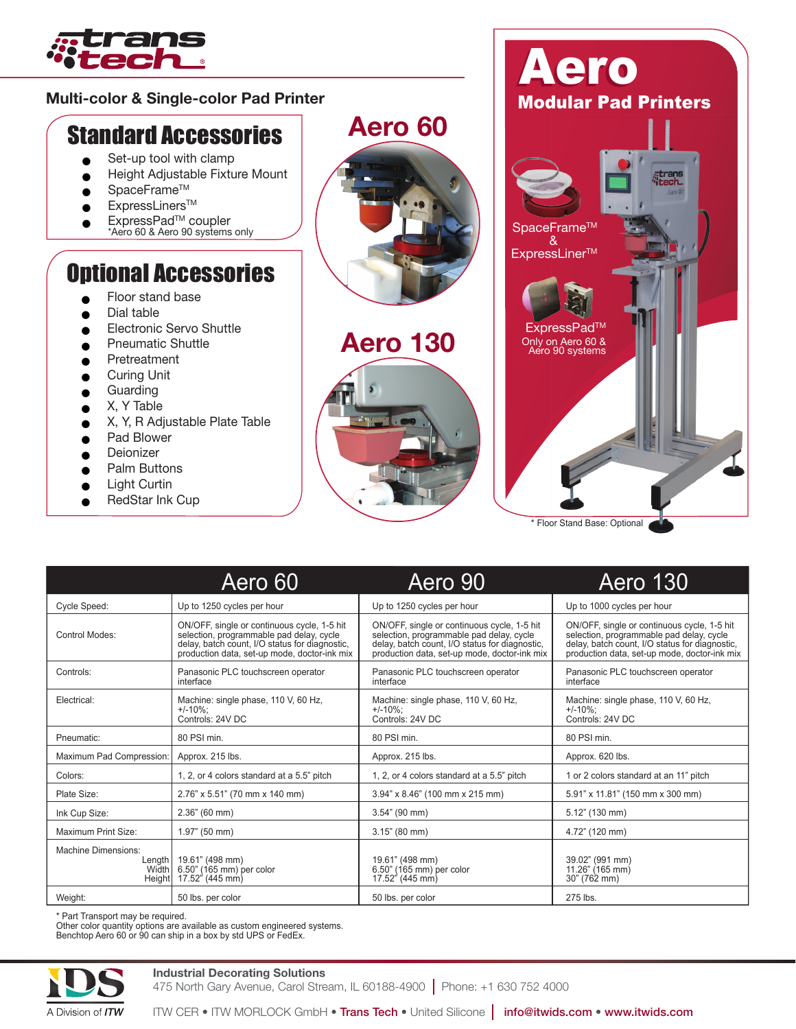# trans tech

## Multi-color & Single-color Pad Printer

## Standard Accessories

- Set-up tool with clamp
- Height Adjustable Fixture Mount
- SpaceFrame™
- ExpressLiners™
- ExpressPad™ coupler
  *Aero 60 & Aero 90 systems only

## Optional Accessories

- Floor stand base
- Dial table
- Electronic Servo Shuttle
- Pneumatic Shuttle
- Pretreatment
- Curing Unit
- Guarding
- X, Y Table
- X, Y, R Adjustable Plate Table
- Pad Blower
- Deionizer
- Palm Buttons
- Light Curtin
- RedStar Ink Cup

## Aero 60

## Aero 130

# Aero

## Modular Pad Printers

SpaceFrame™ & ExpressLiner™

ExpressPad™
Only on Aero 60 & Aero 90 systems

* Floor Stand Base: Optional

| | Aero 60 | Aero 90 | Aero 130 |
|---|---|---|---|
| Cycle Speed: | Up to 1250 cycles per hour | Up to 1250 cycles per hour | Up to 1000 cycles per hour |
| Control Modes: | ON/OFF, single or continuous cycle, 1-5 hit selection, programmable pad delay, cycle delay, batch count, I/O status for diagnostic, production data, set-up mode, doctor-ink mix | ON/OFF, single or continuous cycle, 1-5 hit selection, programmable pad delay, cycle delay, batch count, I/O status for diagnostic, production data, set-up mode, doctor-ink mix | ON/OFF, single or continuous cycle, 1-5 hit selection, programmable pad delay, cycle delay, batch count, I/O status for diagnostic, production data, set-up mode, doctor-ink mix |
| Controls: | Panasonic PLC touchscreen operator interface | Panasonic PLC touchscreen operator interface | Panasonic PLC touchscreen operator interface |
| Electrical: | Machine: single phase, 110 V, 60 Hz, +/-10%; Controls: 24V DC | Machine: single phase, 110 V, 60 Hz, +/-10%; Controls: 24V DC | Machine: single phase, 110 V, 60 Hz, +/-10%; Controls: 24V DC |
| Pneumatic: | 80 PSI min. | 80 PSI min. | 80 PSI min. |
| Maximum Pad Compression: | Approx. 215 lbs. | Approx. 215 lbs. | Approx. 620 lbs. |
| Colors: | 1, 2, or 4 colors standard at a 5.5" pitch | 1, 2, or 4 colors standard at a 5.5" pitch | 1 or 2 colors standard at an 11" pitch |
| Plate Size: | 2.76" x 5.51" (70 mm x 140 mm) | 3.94" x 8.46" (100 mm x 215 mm) | 5.91" x 11.81" (150 mm x 300 mm) |
| Ink Cup Size: | 2.36" (60 mm) | 3.54" (90 mm) | 5.12" (130 mm) |
| Maximum Print Size: | 1.97" (50 mm) | 3.15" (80 mm) | 4.72" (120 mm) |
| Machine Dimensions: Length / Width / Height | 19.61" (498 mm) / 6.50" (165 mm) per color / 17.52" (445 mm) | 19.61" (498 mm) / 6.50" (165 mm) per color / 17.52" (445 mm) | 39.02" (991 mm) / 11.26" (165 mm) / 30" (762 mm) |
| Weight: | 50 lbs. per color | 50 lbs. per color | 275 lbs. |

* Part Transport may be required.
Other color quantity options are available as custom engineered systems.
Benchtop Aero 60 or 90 can ship in a box by std UPS or FedEx.

**IDS** A Division of *ITW*

**Industrial Decorating Solutions**
475 North Gary Avenue, Carol Stream, IL 60188-4900 | Phone: +1 630 752 4000

ITW CER • ITW MORLOCK GmbH • **Trans Tech** • United Silicone | **info@itwids.com** • **www.itwids.com**